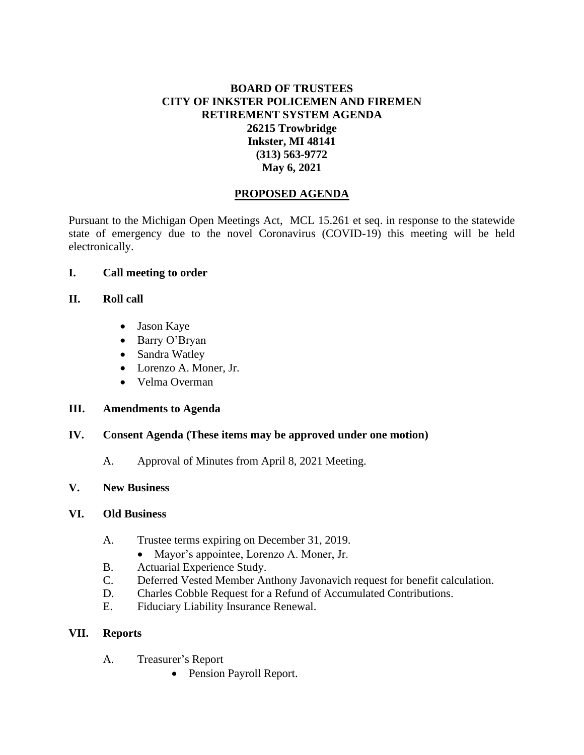**BOARD OF TRUSTEES**
**CITY OF INKSTER POLICEMEN AND FIREMEN**
**RETIREMENT SYSTEM AGENDA**
**26215 Trowbridge**
**Inkster, MI 48141**
**(313) 563-9772**
**May 6, 2021**

## PROPOSED AGENDA

Pursuant to the Michigan Open Meetings Act, MCL 15.261 et seq. in response to the statewide state of emergency due to the novel Coronavirus (COVID-19) this meeting will be held electronically.

**I. Call meeting to order**

**II. Roll call**

- Jason Kaye
- Barry O'Bryan
- Sandra Watley
- Lorenzo A. Moner, Jr.
- Velma Overman

**III. Amendments to Agenda**

**IV. Consent Agenda (These items may be approved under one motion)**

A. Approval of Minutes from April 8, 2021 Meeting.

**V. New Business**

**VI. Old Business**

A. Trustee terms expiring on December 31, 2019.
   - Mayor's appointee, Lorenzo A. Moner, Jr.

B. Actuarial Experience Study.

C. Deferred Vested Member Anthony Javonavich request for benefit calculation.

D. Charles Cobble Request for a Refund of Accumulated Contributions.

E. Fiduciary Liability Insurance Renewal.

**VII. Reports**

A. Treasurer's Report
   - Pension Payroll Report.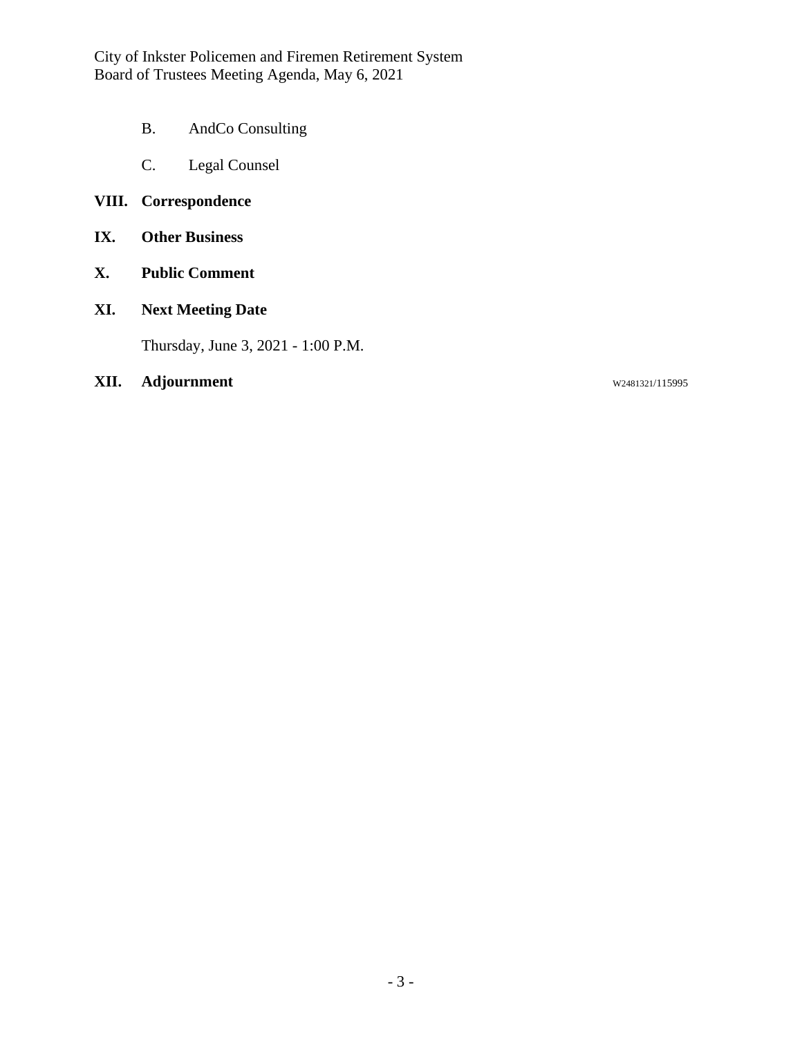B. AndCo Consulting

C. Legal Counsel

**VIII. Correspondence**

**IX. Other Business**

**X. Public Comment**

**XI. Next Meeting Date**

Thursday, June 3, 2021 - 1:00 P.M.

**XII. Adjournment**

W2481321/115995